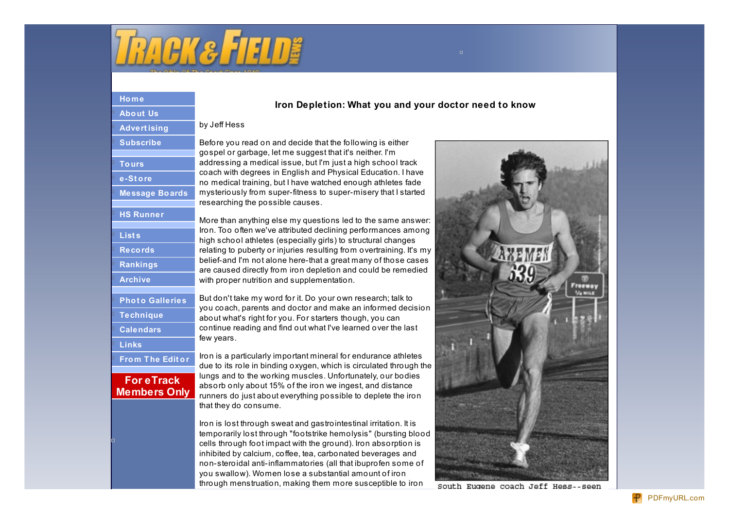Home
About Us
Advertising
Subscribe
Tours
e-Store
Message Boards
HS Runner
Lists
Records
Rankings
Archive
Photo Galleries
Technique
Calendars
Links
From The Editor
For eTrack Members Only

## Iron Depletion: What you and your doctor need to know

by Jeff Hess

Before you read on and decide that the following is either gospel or garbage, let me suggest that it's neither. I'm addressing a medical issue, but I'm just a high school track coach with degrees in English and Physical Education. I have no medical training, but I have watched enough athletes fade mysteriously from super-fitness to super-misery that I started researching the possible causes.

More than anything else my questions led to the same answer: Iron. Too often we've attributed declining performances among high school athletes (especially girls) to structural changes relating to puberty or injuries resulting from overtraining. It's my belief-and I'm not alone here-that a great many of those cases are caused directly from iron depletion and could be remedied with proper nutrition and supplementation.

But don't take my word for it. Do your own research; talk to you coach, parents and doctor and make an informed decision about what's right for you. For starters though, you can continue reading and find out what I've learned over the last few years.

Iron is a particularly important mineral for endurance athletes due to its role in binding oxygen, which is circulated through the lungs and to the working muscles. Unfortunately, our bodies absorb only about 15% of the iron we ingest, and distance runners do just about everything possible to deplete the iron that they do consume.

Iron is lost through sweat and gastrointestinal irritation. It is temporarily lost through "footstrike hemolysis" (bursting blood cells through foot impact with the ground). Iron absorption is inhibited by calcium, coffee, tea, carbonated beverages and non-steroidal anti-inflammatories (all that ibuprofen some of you swallow). Women lose a substantial amount of iron through menstruation, making them more susceptible to iron

South Eugene coach Jeff Hess--seen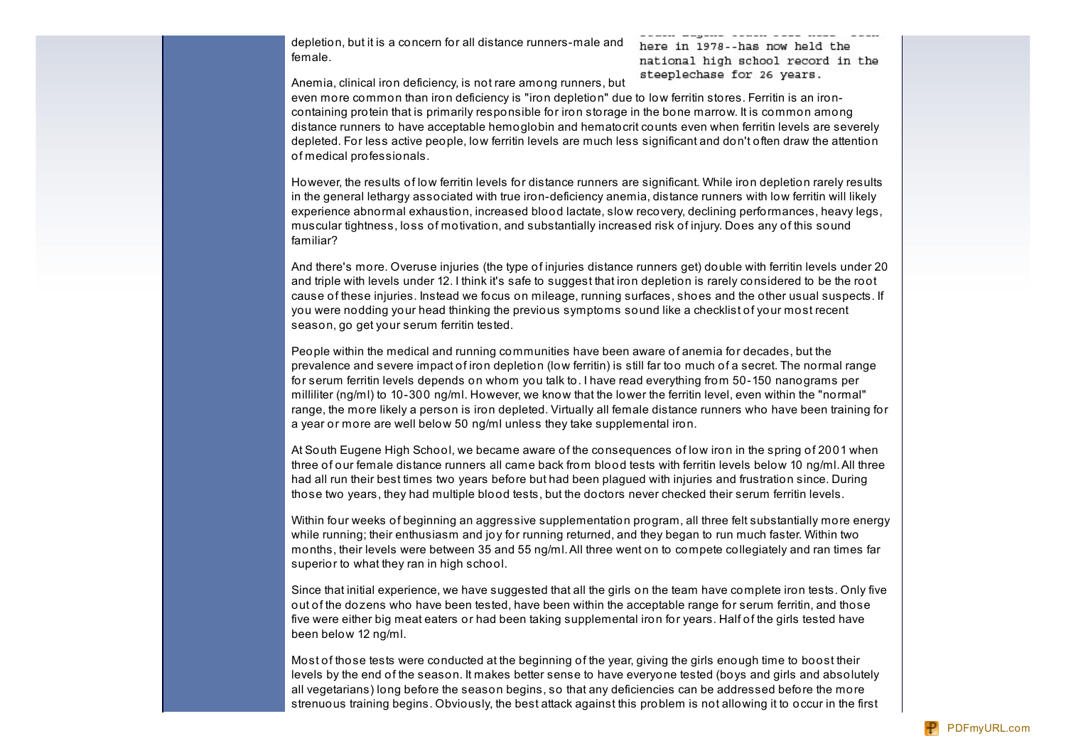depletion, but it is a concern for all distance runners-male and female.

here in 1978--has now held the national high school record in the steeplechase for 26 years.

Anemia, clinical iron deficiency, is not rare among runners, but even more common than iron deficiency is "iron depletion" due to low ferritin stores. Ferritin is an iron-containing protein that is primarily responsible for iron storage in the bone marrow. It is common among distance runners to have acceptable hemoglobin and hematocrit counts even when ferritin levels are severely depleted. For less active people, low ferritin levels are much less significant and don't often draw the attention of medical professionals.

However, the results of low ferritin levels for distance runners are significant. While iron depletion rarely results in the general lethargy associated with true iron-deficiency anemia, distance runners with low ferritin will likely experience abnormal exhaustion, increased blood lactate, slow recovery, declining performances, heavy legs, muscular tightness, loss of motivation, and substantially increased risk of injury. Does any of this sound familiar?

And there's more. Overuse injuries (the type of injuries distance runners get) double with ferritin levels under 20 and triple with levels under 12. I think it's safe to suggest that iron depletion is rarely considered to be the root cause of these injuries. Instead we focus on mileage, running surfaces, shoes and the other usual suspects. If you were nodding your head thinking the previous symptoms sound like a checklist of your most recent season, go get your serum ferritin tested.

People within the medical and running communities have been aware of anemia for decades, but the prevalence and severe impact of iron depletion (low ferritin) is still far too much of a secret. The normal range for serum ferritin levels depends on whom you talk to. I have read everything from 50-150 nanograms per milliliter (ng/ml) to 10-300 ng/ml. However, we know that the lower the ferritin level, even within the "normal" range, the more likely a person is iron depleted. Virtually all female distance runners who have been training for a year or more are well below 50 ng/ml unless they take supplemental iron.

At South Eugene High School, we became aware of the consequences of low iron in the spring of 2001 when three of our female distance runners all came back from blood tests with ferritin levels below 10 ng/ml. All three had all run their best times two years before but had been plagued with injuries and frustration since. During those two years, they had multiple blood tests, but the doctors never checked their serum ferritin levels.

Within four weeks of beginning an aggressive supplementation program, all three felt substantially more energy while running; their enthusiasm and joy for running returned, and they began to run much faster. Within two months, their levels were between 35 and 55 ng/ml. All three went on to compete collegiately and ran times far superior to what they ran in high school.

Since that initial experience, we have suggested that all the girls on the team have complete iron tests. Only five out of the dozens who have been tested, have been within the acceptable range for serum ferritin, and those five were either big meat eaters or had been taking supplemental iron for years. Half of the girls tested have been below 12 ng/ml.

Most of those tests were conducted at the beginning of the year, giving the girls enough time to boost their levels by the end of the season. It makes better sense to have everyone tested (boys and girls and absolutely all vegetarians) long before the season begins, so that any deficiencies can be addressed before the more strenuous training begins. Obviously, the best attack against this problem is not allowing it to occur in the first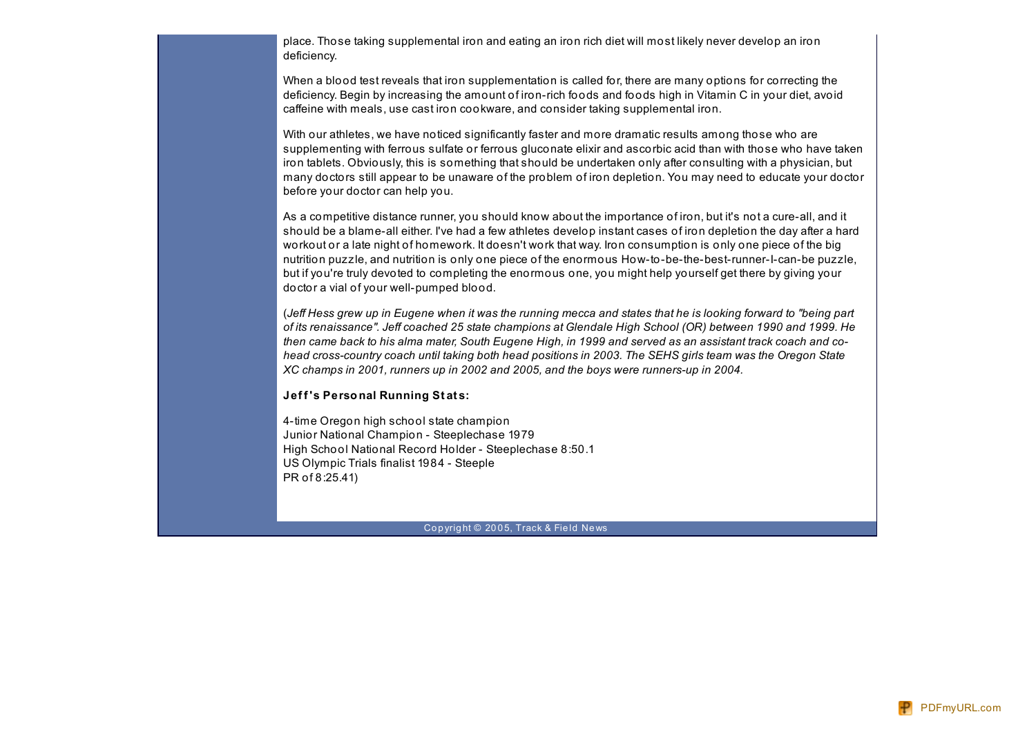place. Those taking supplemental iron and eating an iron rich diet will most likely never develop an iron deficiency.

When a blood test reveals that iron supplementation is called for, there are many options for correcting the deficiency. Begin by increasing the amount of iron-rich foods and foods high in Vitamin C in your diet, avoid caffeine with meals, use cast iron cookware, and consider taking supplemental iron.

With our athletes, we have noticed significantly faster and more dramatic results among those who are supplementing with ferrous sulfate or ferrous gluconate elixir and ascorbic acid than with those who have taken iron tablets. Obviously, this is something that should be undertaken only after consulting with a physician, but many doctors still appear to be unaware of the problem of iron depletion. You may need to educate your doctor before your doctor can help you.

As a competitive distance runner, you should know about the importance of iron, but it's not a cure-all, and it should be a blame-all either. I've had a few athletes develop instant cases of iron depletion the day after a hard workout or a late night of homework. It doesn't work that way. Iron consumption is only one piece of the big nutrition puzzle, and nutrition is only one piece of the enormous How-to-be-the-best-runner-I-can-be puzzle, but if you're truly devoted to completing the enormous one, you might help yourself get there by giving your doctor a vial of your well-pumped blood.

(*Jeff Hess grew up in Eugene when it was the running mecca and states that he is looking forward to "being part of its renaissance". Jeff coached 25 state champions at Glendale High School (OR) between 1990 and 1999. He then came back to his alma mater, South Eugene High, in 1999 and served as an assistant track coach and co-head cross-country coach until taking both head positions in 2003. The SEHS girls team was the Oregon State XC champs in 2001, runners up in 2002 and 2005, and the boys were runners-up in 2004.*

**Jeff's Personal Running Stats:**

4-time Oregon high school state champion
Junior National Champion - Steeplechase 1979
High School National Record Holder - Steeplechase 8:50.1
US Olympic Trials finalist 1984 - Steeple
PR of 8:25.41)

Copyright © 2005, Track & Field News